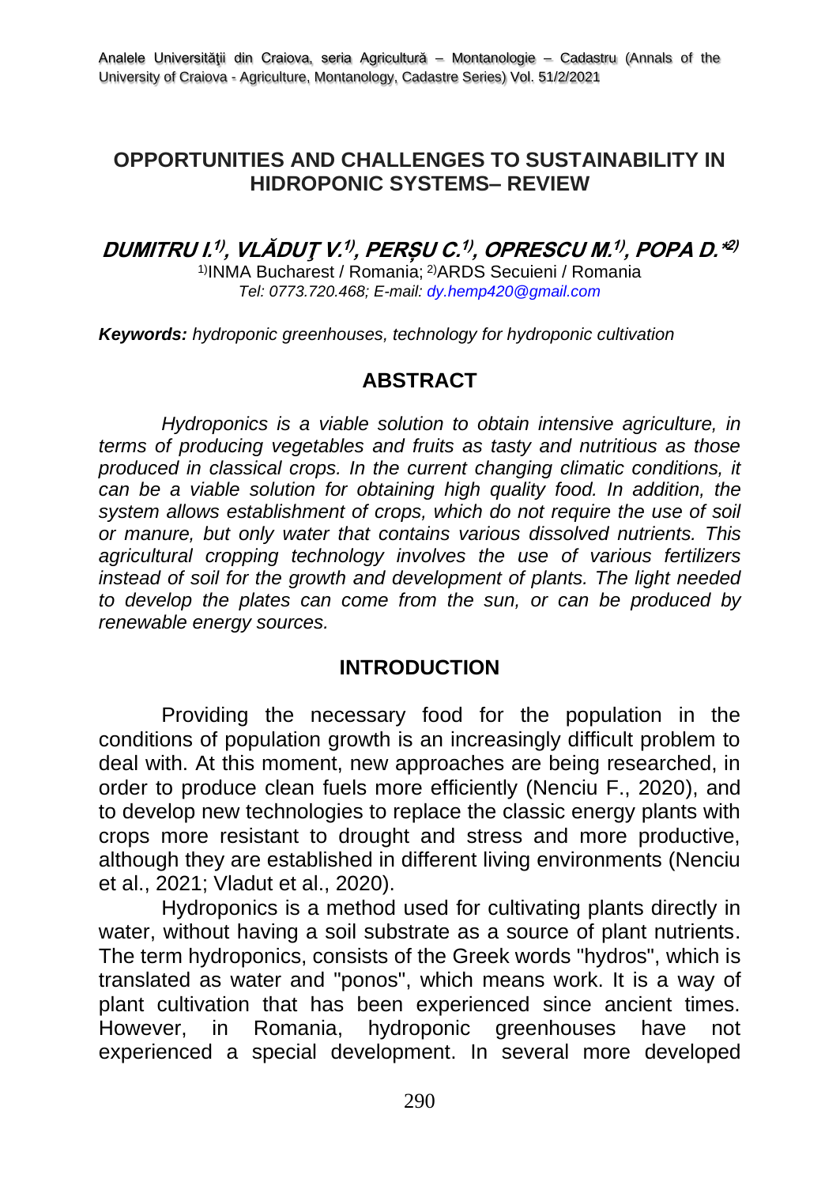# OPPORTUNITIES AND CHALLENGES TO SUSTAINABILITY IN HIDROPONIC SYSTEMS– REVIEW

**DUMITRU I.[1)], VLĂDUŢ V.[1)], PERȘU C.[1)], OPRESCU M.[1)], POPA D.*[2)]**

[1)]INMA Bucharest / Romania; [2)]ARDS Secuieni / Romania

*Tel: 0773.720.468; E-mail: dy.hemp420@gmail.com*

***Keywords:*** *hydroponic greenhouses, technology for hydroponic cultivation*

## ABSTRACT

*Hydroponics is a viable solution to obtain intensive agriculture, in terms of producing vegetables and fruits as tasty and nutritious as those produced in classical crops. In the current changing climatic conditions, it can be a viable solution for obtaining high quality food. In addition, the system allows establishment of crops, which do not require the use of soil or manure, but only water that contains various dissolved nutrients. This agricultural cropping technology involves the use of various fertilizers instead of soil for the growth and development of plants. The light needed to develop the plates can come from the sun, or can be produced by renewable energy sources.*

## INTRODUCTION

Providing the necessary food for the population in the conditions of population growth is an increasingly difficult problem to deal with. At this moment, new approaches are being researched, in order to produce clean fuels more efficiently (Nenciu F., 2020), and to develop new technologies to replace the classic energy plants with crops more resistant to drought and stress and more productive, although they are established in different living environments (Nenciu et al., 2021; Vladut et al., 2020).

Hydroponics is a method used for cultivating plants directly in water, without having a soil substrate as a source of plant nutrients. The term hydroponics, consists of the Greek words "hydros", which is translated as water and "ponos", which means work. It is a way of plant cultivation that has been experienced since ancient times. However, in Romania, hydroponic greenhouses have not experienced a special development. In several more developed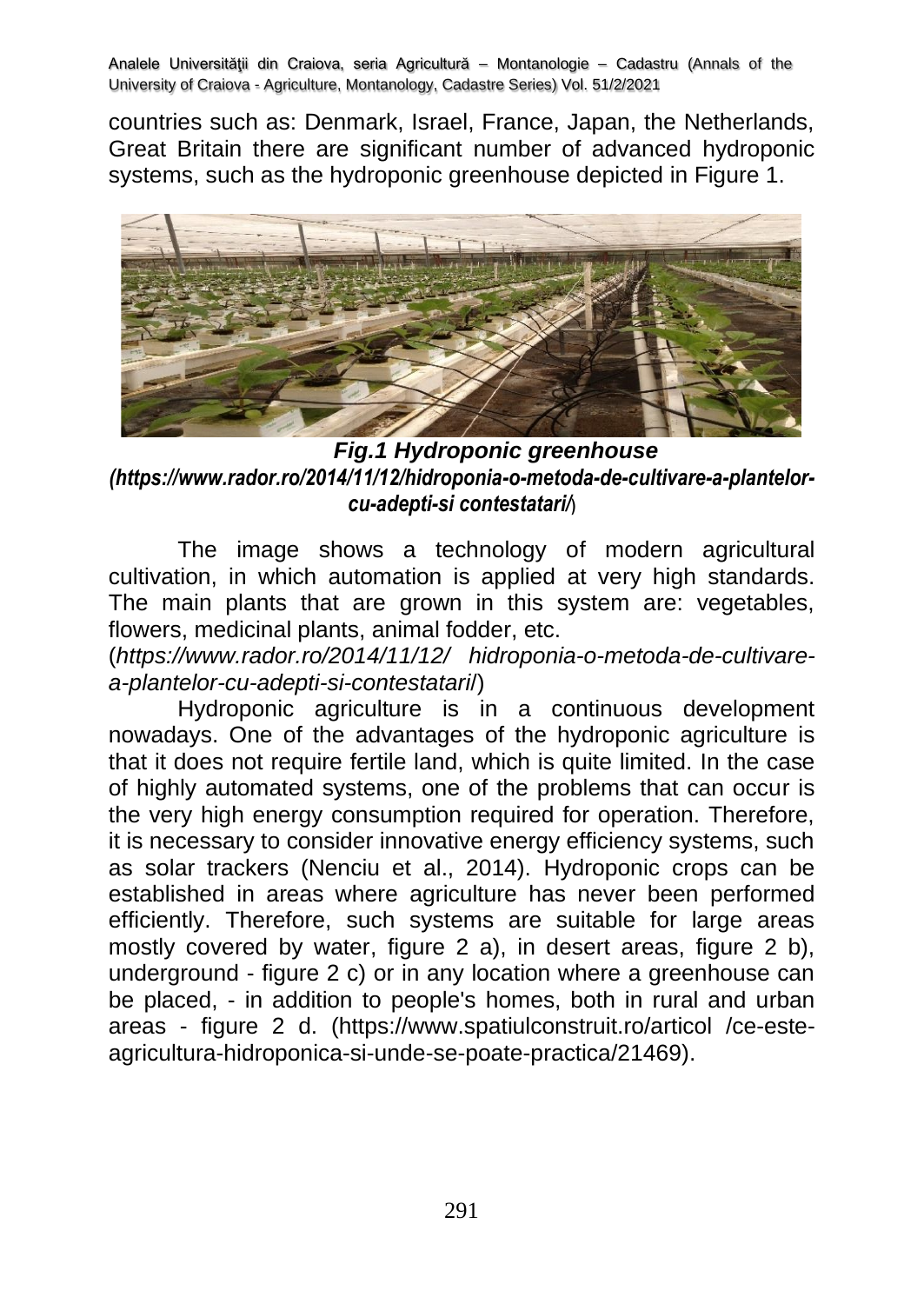countries such as: Denmark, Israel, France, Japan, the Netherlands, Great Britain there are significant number of advanced hydroponic systems, such as the hydroponic greenhouse depicted in Figure 1.

***Fig.1 Hydroponic greenhouse***
***(https://www.rador.ro/2014/11/12/hidroponia-o-metoda-de-cultivare-a-plantelor-cu-adepti-si contestatari/*)

The image shows a technology of modern agricultural cultivation, in which automation is applied at very high standards. The main plants that are grown in this system are: vegetables, flowers, medicinal plants, animal fodder, etc. (*https://www.rador.ro/2014/11/12/ hidroponia-o-metoda-de-cultivare-a-plantelor-cu-adepti-si-contestatari/*)

Hydroponic agriculture is in a continuous development nowadays. One of the advantages of the hydroponic agriculture is that it does not require fertile land, which is quite limited. In the case of highly automated systems, one of the problems that can occur is the very high energy consumption required for operation. Therefore, it is necessary to consider innovative energy efficiency systems, such as solar trackers (Nenciu et al., 2014). Hydroponic crops can be established in areas where agriculture has never been performed efficiently. Therefore, such systems are suitable for large areas mostly covered by water, figure 2 a), in desert areas, figure 2 b), underground - figure 2 c) or in any location where a greenhouse can be placed, - in addition to people's homes, both in rural and urban areas - figure 2 d. (https://www.spatiulconstruit.ro/articol /ce-este-agricultura-hidroponica-si-unde-se-poate-practica/21469).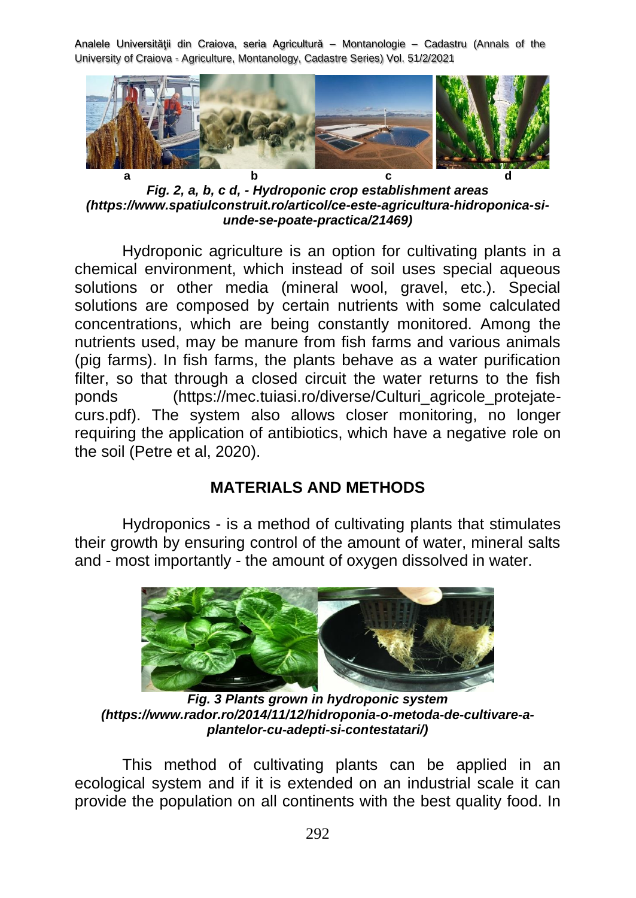a b c d

***Fig. 2, a, b, c d, - Hydroponic crop establishment areas (https://www.spatiulconstruit.ro/articol/ce-este-agricultura-hidroponica-si-unde-se-poate-practica/21469)***

Hydroponic agriculture is an option for cultivating plants in a chemical environment, which instead of soil uses special aqueous solutions or other media (mineral wool, gravel, etc.). Special solutions are composed by certain nutrients with some calculated concentrations, which are being constantly monitored. Among the nutrients used, may be manure from fish farms and various animals (pig farms). In fish farms, the plants behave as a water purification filter, so that through a closed circuit the water returns to the fish ponds (https://mec.tuiasi.ro/diverse/Culturi_agricole_protejate-curs.pdf). The system also allows closer monitoring, no longer requiring the application of antibiotics, which have a negative role on the soil (Petre et al, 2020).

## MATERIALS AND METHODS

Hydroponics - is a method of cultivating plants that stimulates their growth by ensuring control of the amount of water, mineral salts and - most importantly - the amount of oxygen dissolved in water.

***Fig. 3 Plants grown in hydroponic system (https://www.rador.ro/2014/11/12/hidroponia-o-metoda-de-cultivare-a-plantelor-cu-adepti-si-contestatari/)***

This method of cultivating plants can be applied in an ecological system and if it is extended on an industrial scale it can provide the population on all continents with the best quality food. In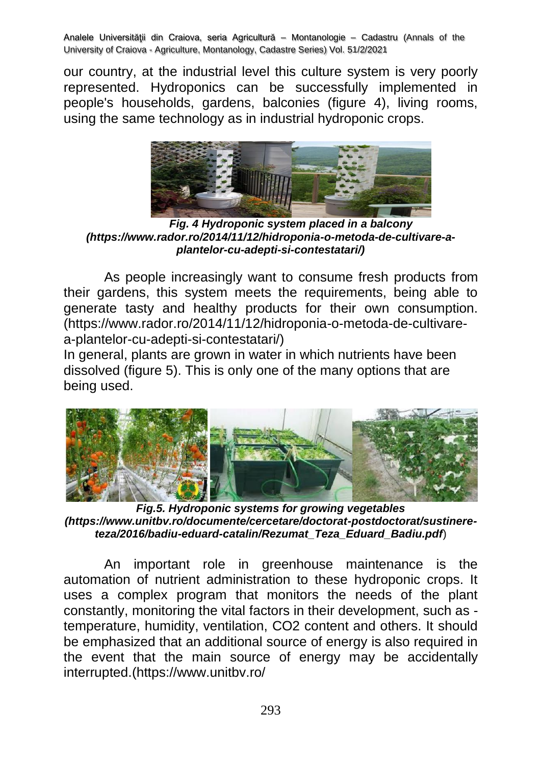our country, at the industrial level this culture system is very poorly represented. Hydroponics can be successfully implemented in people's households, gardens, balconies (figure 4), living rooms, using the same technology as in industrial hydroponic crops.

***Fig. 4 Hydroponic system placed in a balcony (https://www.rador.ro/2014/11/12/hidroponia-o-metoda-de-cultivare-a-plantelor-cu-adepti-si-contestatari/)***

As people increasingly want to consume fresh products from their gardens, this system meets the requirements, being able to generate tasty and healthy products for their own consumption. (https://www.rador.ro/2014/11/12/hidroponia-o-metoda-de-cultivare-a-plantelor-cu-adepti-si-contestatari/)

In general, plants are grown in water in which nutrients have been dissolved (figure 5). This is only one of the many options that are being used.

***Fig.5. Hydroponic systems for growing vegetables (https://www.unitbv.ro/documente/cercetare/doctorat-postdoctorat/sustinere-teza/2016/badiu-eduard-catalin/Rezumat_Teza_Eduard_Badiu.pdf***)

An important role in greenhouse maintenance is the automation of nutrient administration to these hydroponic crops. It uses a complex program that monitors the needs of the plant constantly, monitoring the vital factors in their development, such as - temperature, humidity, ventilation, $CO_2$ content and others. It should be emphasized that an additional source of energy is also required in the event that the main source of energy may be accidentally interrupted.(https://www.unitbv.ro/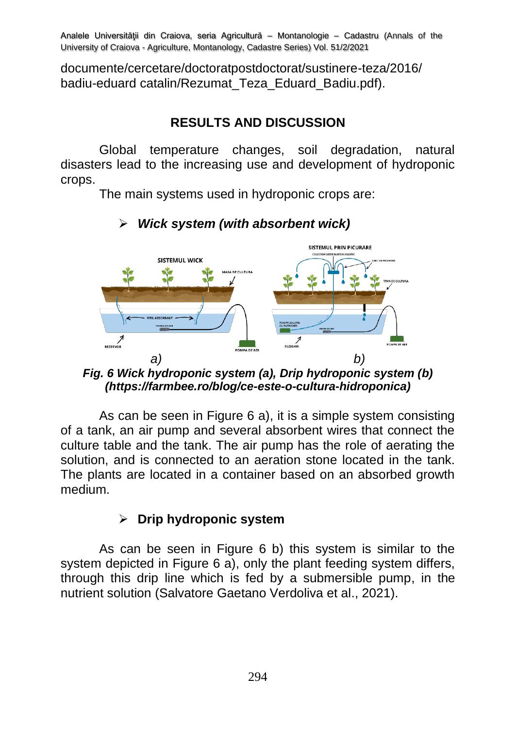documente/cercetare/doctoratpostdoctorat/sustinere-teza/2016/ badiu-eduard catalin/Rezumat_Teza_Eduard_Badiu.pdf).

## RESULTS AND DISCUSSION

Global temperature changes, soil degradation, natural disasters lead to the increasing use and development of hydroponic crops.

The main systems used in hydroponic crops are:

- ***Wick system (with absorbent wick)***

*Fig. 6 Wick hydroponic system (a), Drip hydroponic system (b) (https://farmbee.ro/blog/ce-este-o-cultura-hidroponica)*

As can be seen in Figure 6 a), it is a simple system consisting of a tank, an air pump and several absorbent wires that connect the culture table and the tank. The air pump has the role of aerating the solution, and is connected to an aeration stone located in the tank. The plants are located in a container based on an absorbed growth medium.

- **Drip hydroponic system**

As can be seen in Figure 6 b) this system is similar to the system depicted in Figure 6 a), only the plant feeding system differs, through this drip line which is fed by a submersible pump, in the nutrient solution (Salvatore Gaetano Verdoliva et al., 2021).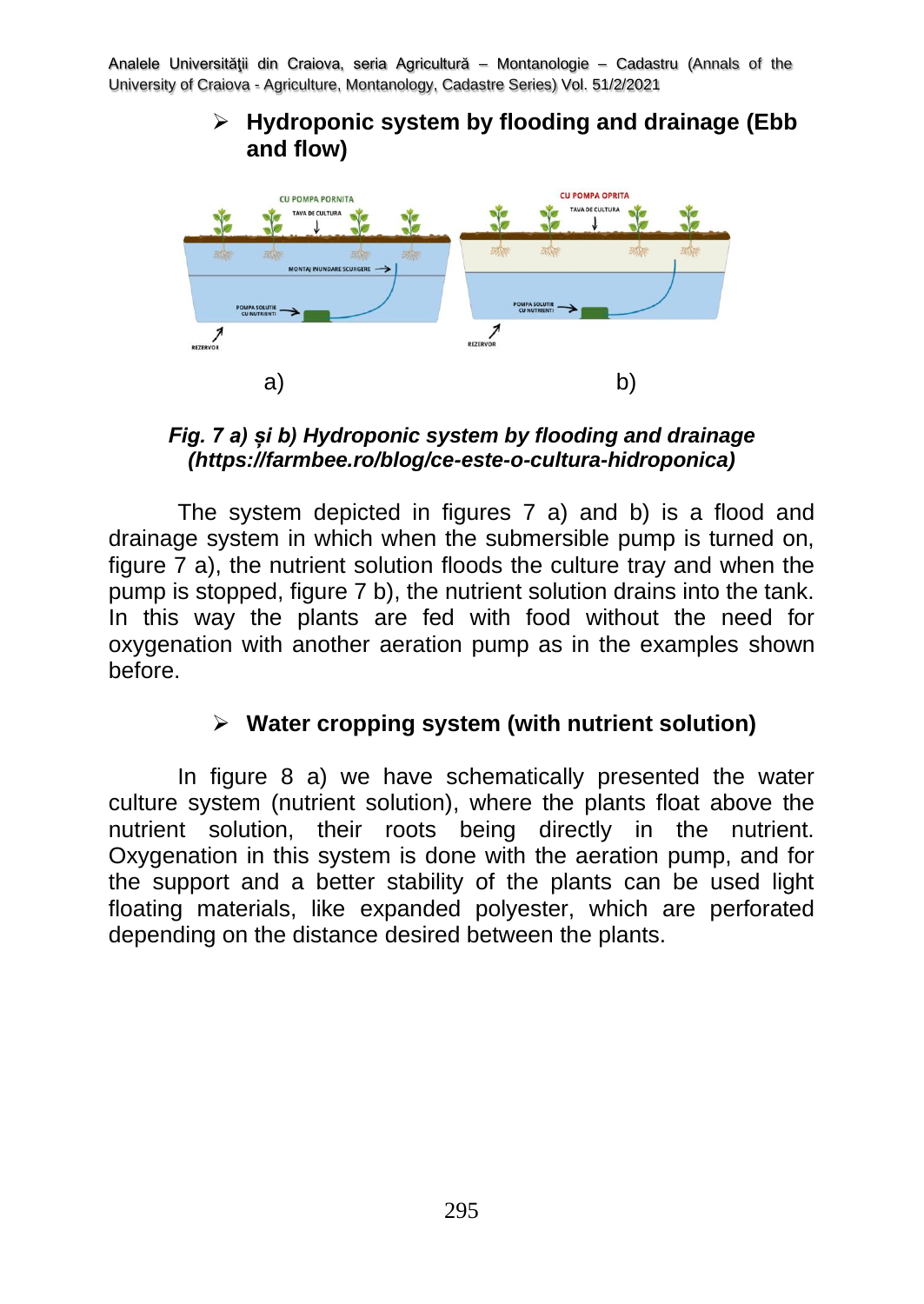- **Hydroponic system by flooding and drainage (Ebb and flow)**

a) b)

*Fig. 7 a) și b) Hydroponic system by flooding and drainage (https://farmbee.ro/blog/ce-este-o-cultura-hidroponica)*

The system depicted in figures 7 a) and b) is a flood and drainage system in which when the submersible pump is turned on, figure 7 a), the nutrient solution floods the culture tray and when the pump is stopped, figure 7 b), the nutrient solution drains into the tank. In this way the plants are fed with food without the need for oxygenation with another aeration pump as in the examples shown before.

- **Water cropping system (with nutrient solution)**

In figure 8 a) we have schematically presented the water culture system (nutrient solution), where the plants float above the nutrient solution, their roots being directly in the nutrient. Oxygenation in this system is done with the aeration pump, and for the support and a better stability of the plants can be used light floating materials, like expanded polyester, which are perforated depending on the distance desired between the plants.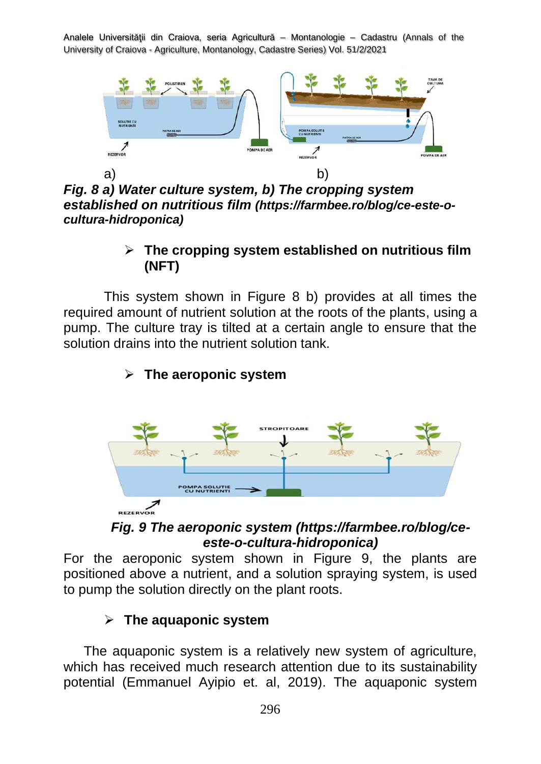a) b)

***Fig. 8 a) Water culture system, b) The cropping system established on nutritious film (https://farmbee.ro/blog/ce-este-o-cultura-hidroponica)***

- **The cropping system established on nutritious film (NFT)**

This system shown in Figure 8 b) provides at all times the required amount of nutrient solution at the roots of the plants, using a pump. The culture tray is tilted at a certain angle to ensure that the solution drains into the nutrient solution tank.

- **The aeroponic system**

***Fig. 9 The aeroponic system (https://farmbee.ro/blog/ce-este-o-cultura-hidroponica)***

For the aeroponic system shown in Figure 9, the plants are positioned above a nutrient, and a solution spraying system, is used to pump the solution directly on the plant roots.

- **The aquaponic system**

The aquaponic system is a relatively new system of agriculture, which has received much research attention due to its sustainability potential (Emmanuel Ayipio et. al, 2019). The aquaponic system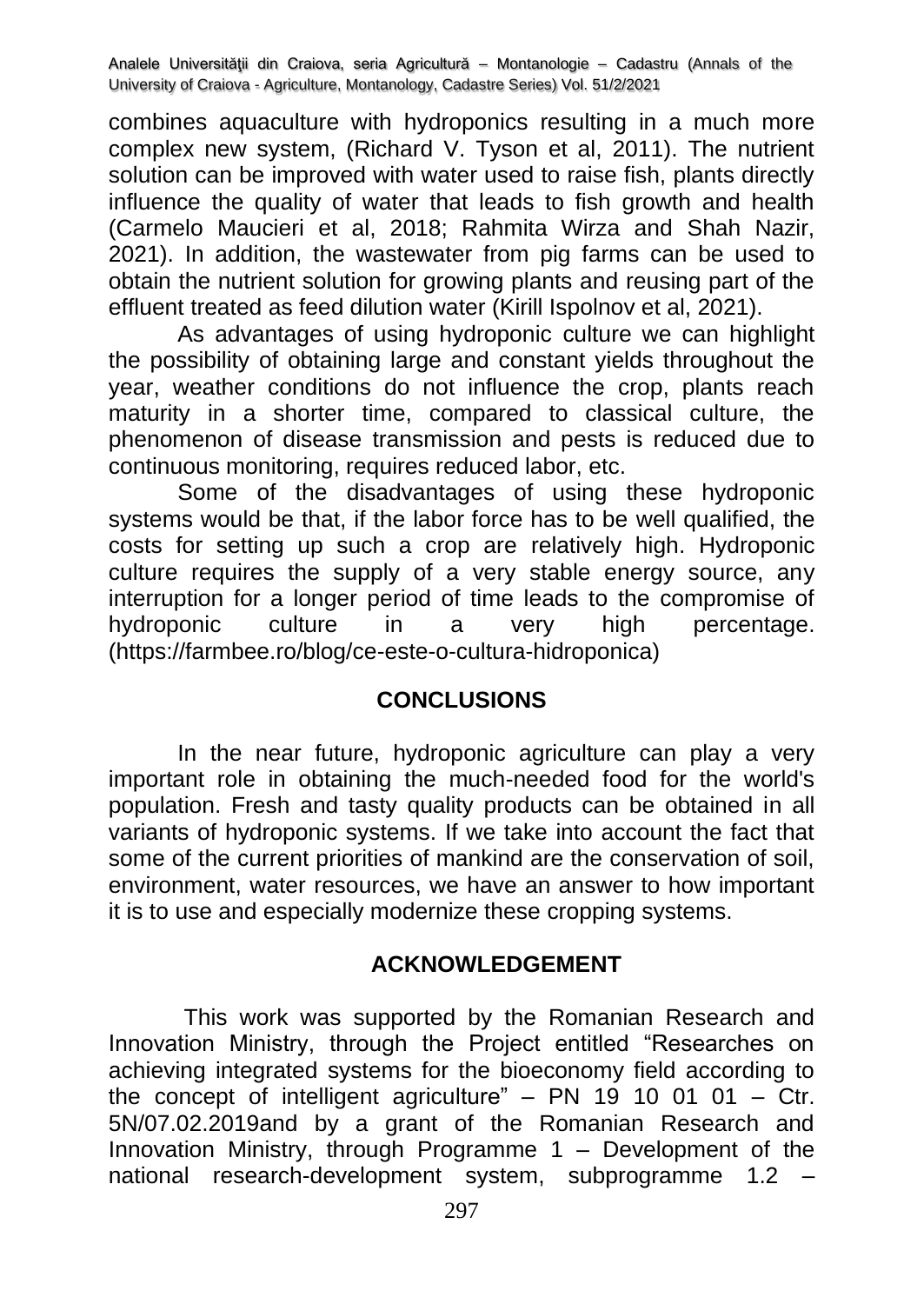combines aquaculture with hydroponics resulting in a much more complex new system, (Richard V. Tyson et al, 2011). The nutrient solution can be improved with water used to raise fish, plants directly influence the quality of water that leads to fish growth and health (Carmelo Maucieri et al, 2018; Rahmita Wirza and Shah Nazir, 2021). In addition, the wastewater from pig farms can be used to obtain the nutrient solution for growing plants and reusing part of the effluent treated as feed dilution water (Kirill Ispolnov et al, 2021).

As advantages of using hydroponic culture we can highlight the possibility of obtaining large and constant yields throughout the year, weather conditions do not influence the crop, plants reach maturity in a shorter time, compared to classical culture, the phenomenon of disease transmission and pests is reduced due to continuous monitoring, requires reduced labor, etc.

Some of the disadvantages of using these hydroponic systems would be that, if the labor force has to be well qualified, the costs for setting up such a crop are relatively high. Hydroponic culture requires the supply of a very stable energy source, any interruption for a longer period of time leads to the compromise of hydroponic culture in a very high percentage. (https://farmbee.ro/blog/ce-este-o-cultura-hidroponica)

## CONCLUSIONS

In the near future, hydroponic agriculture can play a very important role in obtaining the much-needed food for the world's population. Fresh and tasty quality products can be obtained in all variants of hydroponic systems. If we take into account the fact that some of the current priorities of mankind are the conservation of soil, environment, water resources, we have an answer to how important it is to use and especially modernize these cropping systems.

## ACKNOWLEDGEMENT

This work was supported by the Romanian Research and Innovation Ministry, through the Project entitled "Researches on achieving integrated systems for the bioeconomy field according to the concept of intelligent agriculture" – PN 19 10 01 01 – Ctr. 5N/07.02.2019and by a grant of the Romanian Research and Innovation Ministry, through Programme 1 – Development of the national research-development system, subprogramme 1.2 –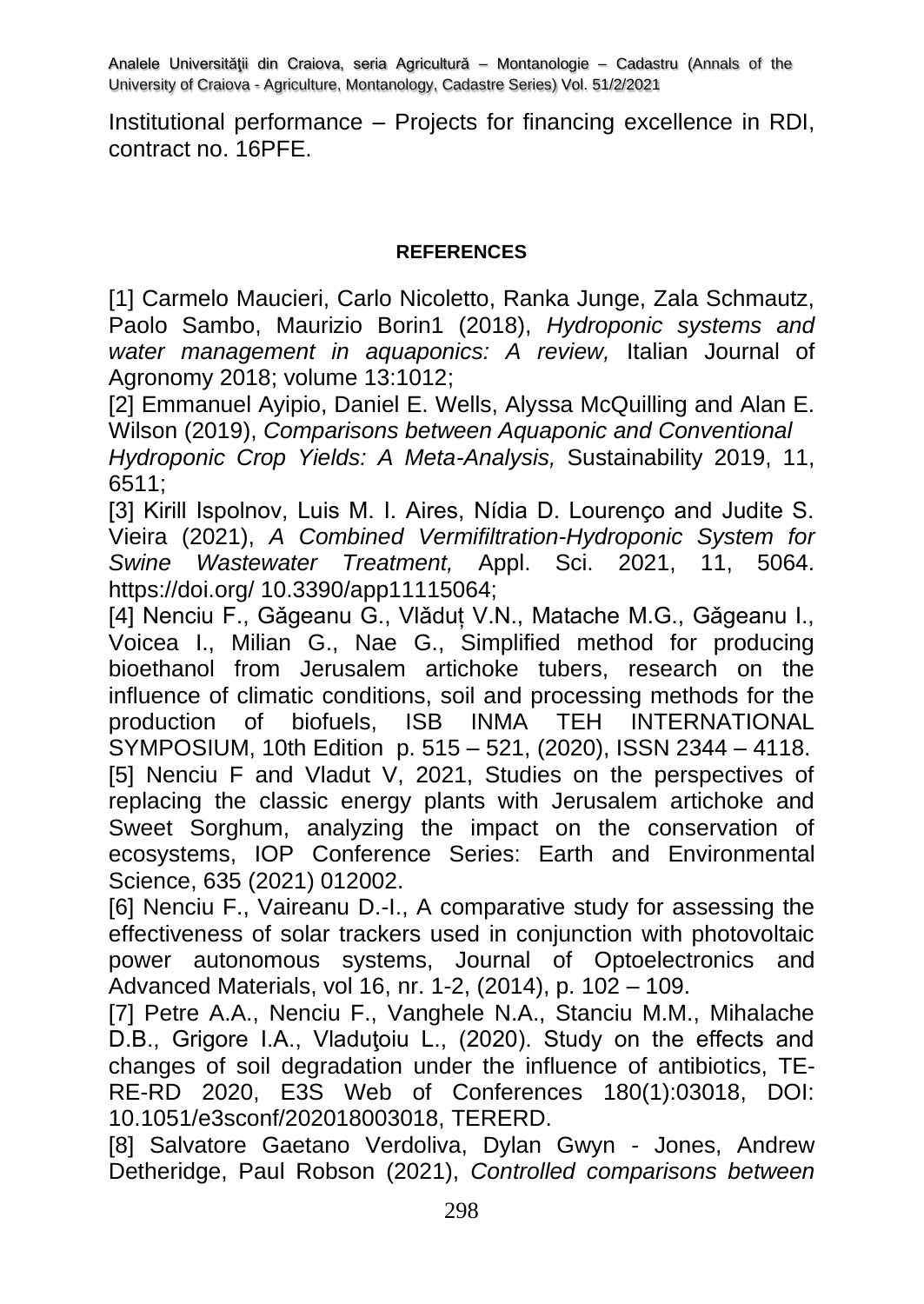Institutional performance – Projects for financing excellence in RDI, contract no. 16PFE.

**REFERENCES**

[1] Carmelo Maucieri, Carlo Nicoletto, Ranka Junge, Zala Schmautz, Paolo Sambo, Maurizio Borin1 (2018), *Hydroponic systems and water management in aquaponics: A review,* Italian Journal of Agronomy 2018; volume 13:1012;

[2] Emmanuel Ayipio, Daniel E. Wells, Alyssa McQuilling and Alan E. Wilson (2019), *Comparisons between Aquaponic and Conventional Hydroponic Crop Yields: A Meta-Analysis,* Sustainability 2019, 11, 6511;

[3] Kirill Ispolnov, Luis M. I. Aires, Nídia D. Lourenço and Judite S. Vieira (2021), *A Combined Vermifiltration-Hydroponic System for Swine Wastewater Treatment,* Appl. Sci. 2021, 11, 5064. https://doi.org/ 10.3390/app11115064;

[4] Nenciu F., Găgeanu G., Vlăduț V.N., Matache M.G., Găgeanu I., Voicea I., Milian G., Nae G., Simplified method for producing bioethanol from Jerusalem artichoke tubers, research on the influence of climatic conditions, soil and processing methods for the production of biofuels, ISB INMA TEH INTERNATIONAL SYMPOSIUM, 10th Edition p. 515 – 521, (2020), ISSN 2344 – 4118.

[5] Nenciu F and Vladut V, 2021, Studies on the perspectives of replacing the classic energy plants with Jerusalem artichoke and Sweet Sorghum, analyzing the impact on the conservation of ecosystems, IOP Conference Series: Earth and Environmental Science, 635 (2021) 012002.

[6] Nenciu F., Vaireanu D.-I., A comparative study for assessing the effectiveness of solar trackers used in conjunction with photovoltaic power autonomous systems, Journal of Optoelectronics and Advanced Materials, vol 16, nr. 1-2, (2014), p. 102 – 109.

[7] Petre A.A., Nenciu F., Vanghele N.A., Stanciu M.M., Mihalache D.B., Grigore I.A., Vladuţoiu L., (2020). Study on the effects and changes of soil degradation under the influence of antibiotics, TE-RE-RD 2020, E3S Web of Conferences 180(1):03018, DOI: 10.1051/e3sconf/202018003018, TERERD.

[8] Salvatore Gaetano Verdoliva, Dylan Gwyn - Jones, Andrew Detheridge, Paul Robson (2021), *Controlled comparisons between*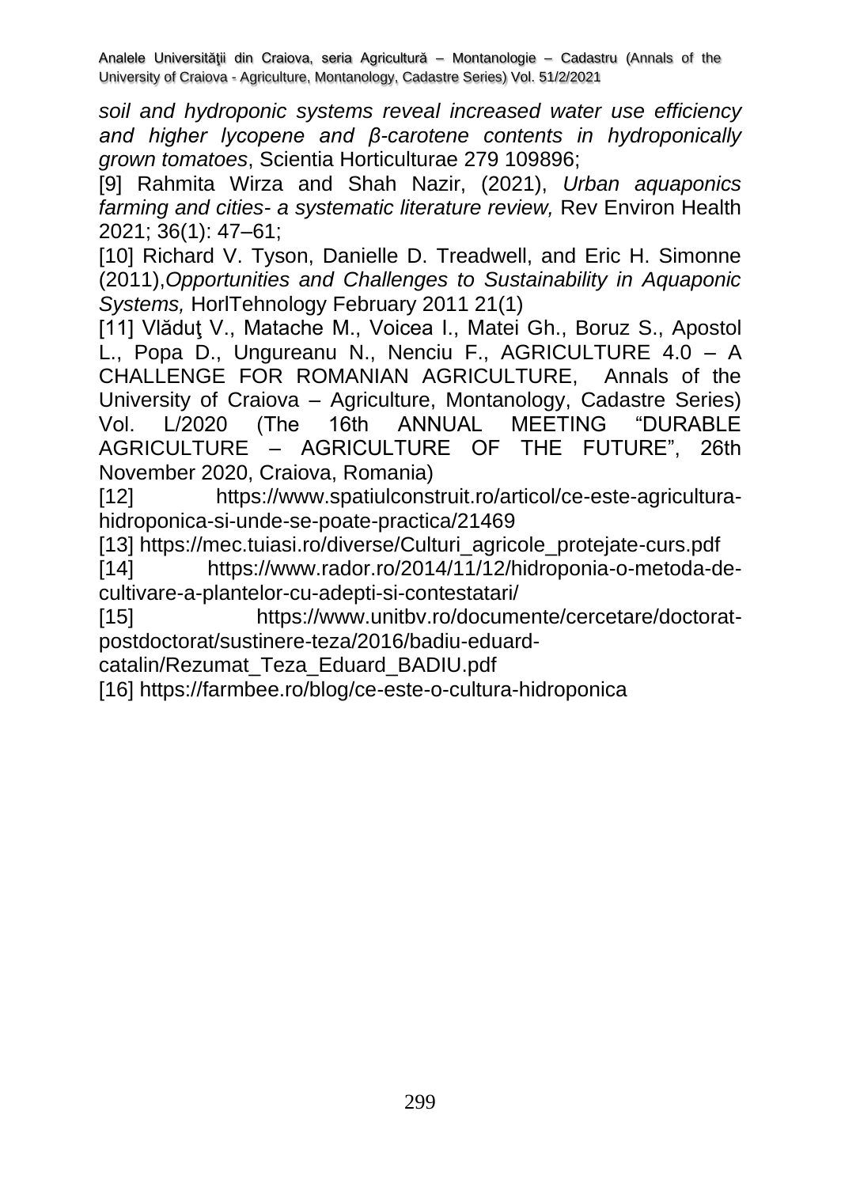*soil and hydroponic systems reveal increased water use efficiency and higher lycopene and β-carotene contents in hydroponically grown tomatoes*, Scientia Horticulturae 279 109896;

[9] Rahmita Wirza and Shah Nazir, (2021), *Urban aquaponics farming and cities- a systematic literature review,* Rev Environ Health 2021; 36(1): 47–61;

[10] Richard V. Tyson, Danielle D. Treadwell, and Eric H. Simonne (2011),*Opportunities and Challenges to Sustainability in Aquaponic Systems,* HorlTehnology February 2011 21(1)

[11] Vlăduţ V., Matache M., Voicea I., Matei Gh., Boruz S., Apostol L., Popa D., Ungureanu N., Nenciu F., AGRICULTURE 4.0 – A CHALLENGE FOR ROMANIAN AGRICULTURE, Annals of the University of Craiova – Agriculture, Montanology, Cadastre Series) Vol. L/2020 (The 16th ANNUAL MEETING "DURABLE AGRICULTURE – AGRICULTURE OF THE FUTURE", 26th November 2020, Craiova, Romania)

[12] https://www.spatiulconstruit.ro/articol/ce-este-agricultura-hidroponica-si-unde-se-poate-practica/21469

[13] https://mec.tuiasi.ro/diverse/Culturi_agricole_protejate-curs.pdf

[14] https://www.rador.ro/2014/11/12/hidroponia-o-metoda-de-cultivare-a-plantelor-cu-adepti-si-contestatari/

[15] https://www.unitbv.ro/documente/cercetare/doctorat-postdoctorat/sustinere-teza/2016/badiu-eduard-catalin/Rezumat_Teza_Eduard_BADIU.pdf

[16] https://farmbee.ro/blog/ce-este-o-cultura-hidroponica